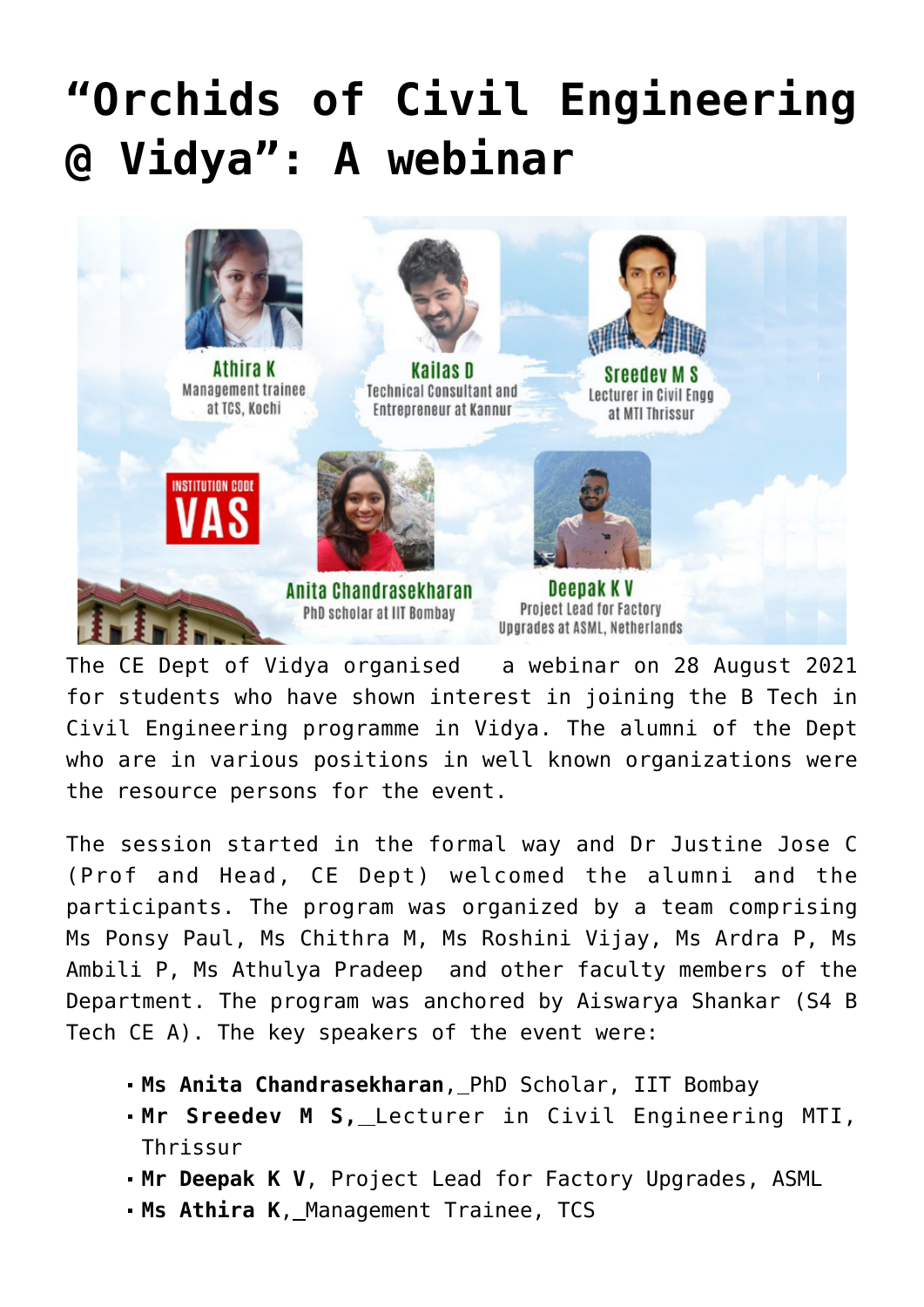# "Orchids of Civil Engineering @ Vidya": A webinar

The CE Dept of Vidya organised  a webinar on 28 August 2021 for students who have shown interest in joining the B Tech in Civil Engineering programme in Vidya. The alumni of the Dept who are in various positions in well known organizations were the resource persons for the event.

The session started in the formal way and Dr Justine Jose C (Prof and Head, CE Dept) welcomed the alumni and the participants. The program was organized by a team comprising Ms Ponsy Paul, Ms Chithra M, Ms Roshini Vijay, Ms Ardra P, Ms Ambili P, Ms Athulya Pradeep  and other faculty members of the Department. The program was anchored by Aiswarya Shankar (S4 B Tech CE A). The key speakers of the event were:

- **Ms Anita Chandrasekharan**, PhD Scholar, IIT Bombay
- **Mr Sreedev M S,** Lecturer in Civil Engineering MTI, Thrissur
- **Mr Deepak K V**, Project Lead for Factory Upgrades, ASML
- **Ms Athira K**, Management Trainee, TCS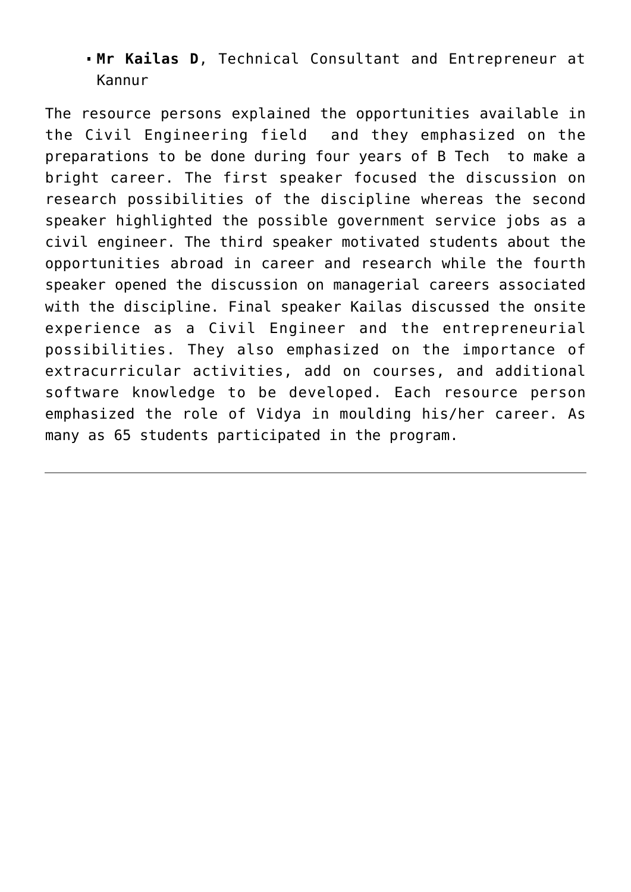- **Mr Kailas D**, Technical Consultant and Entrepreneur at Kannur

The resource persons explained the opportunities available in the Civil Engineering field and they emphasized on the preparations to be done during four years of B Tech to make a bright career. The first speaker focused the discussion on research possibilities of the discipline whereas the second speaker highlighted the possible government service jobs as a civil engineer. The third speaker motivated students about the opportunities abroad in career and research while the fourth speaker opened the discussion on managerial careers associated with the discipline. Final speaker Kailas discussed the onsite experience as a Civil Engineer and the entrepreneurial possibilities. They also emphasized on the importance of extracurricular activities, add on courses, and additional software knowledge to be developed. Each resource person emphasized the role of Vidya in moulding his/her career. As many as 65 students participated in the program.

---